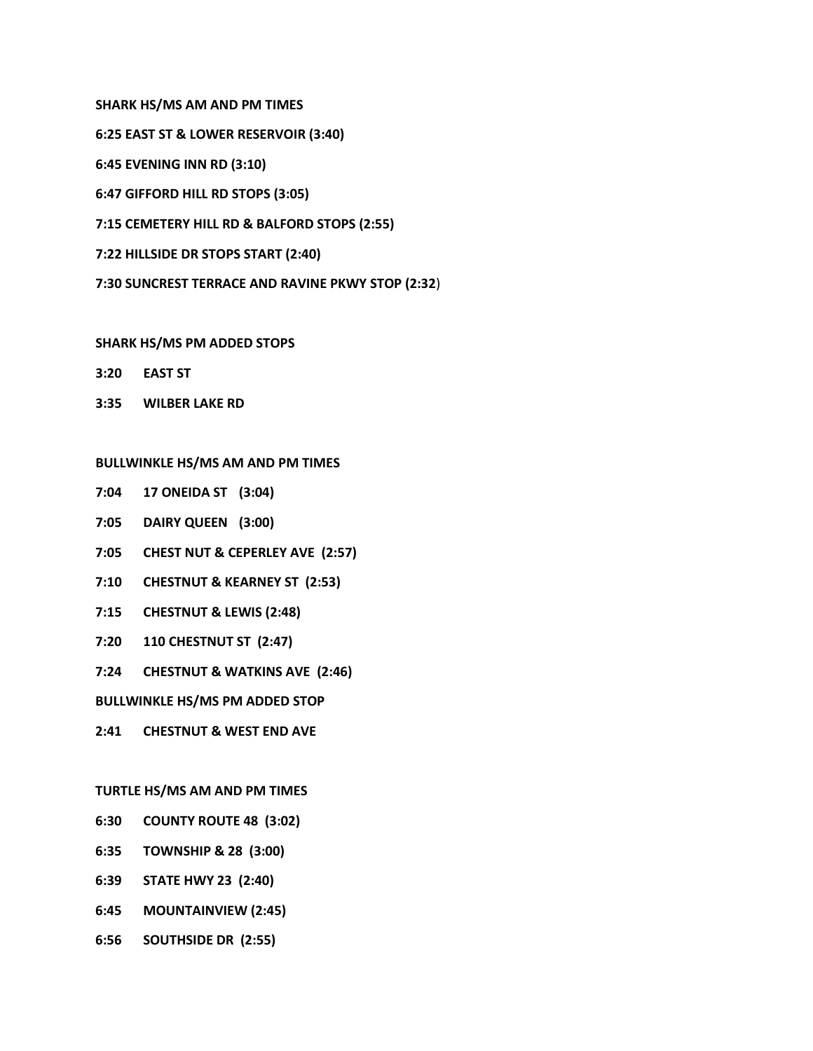**SHARK HS/MS AM AND PM TIMES**

**6:25 EAST ST & LOWER RESERVOIR (3:40)**

**6:45 EVENING INN RD (3:10)**

**6:47 GIFFORD HILL RD STOPS (3:05)**

**7:15 CEMETERY HILL RD & BALFORD STOPS (2:55)**

**7:22 HILLSIDE DR STOPS START (2:40)**

**7:30 SUNCREST TERRACE AND RAVINE PKWY STOP (2:32)**

**SHARK HS/MS PM ADDED STOPS**

**3:20 EAST ST**

**3:35 WILBER LAKE RD**

**BULLWINKLE HS/MS AM AND PM TIMES**

**7:04 17 ONEIDA ST (3:04)**

**7:05 DAIRY QUEEN (3:00)**

**7:05 CHEST NUT & CEPERLEY AVE (2:57)**

**7:10 CHESTNUT & KEARNEY ST (2:53)**

**7:15 CHESTNUT & LEWIS (2:48)**

**7:20 110 CHESTNUT ST (2:47)**

**7:24 CHESTNUT & WATKINS AVE (2:46)**

**BULLWINKLE HS/MS PM ADDED STOP**

**2:41 CHESTNUT & WEST END AVE**

**TURTLE HS/MS AM AND PM TIMES**

**6:30 COUNTY ROUTE 48 (3:02)**

**6:35 TOWNSHIP & 28 (3:00)**

**6:39 STATE HWY 23 (2:40)**

**6:45 MOUNTAINVIEW (2:45)**

**6:56 SOUTHSIDE DR (2:55)**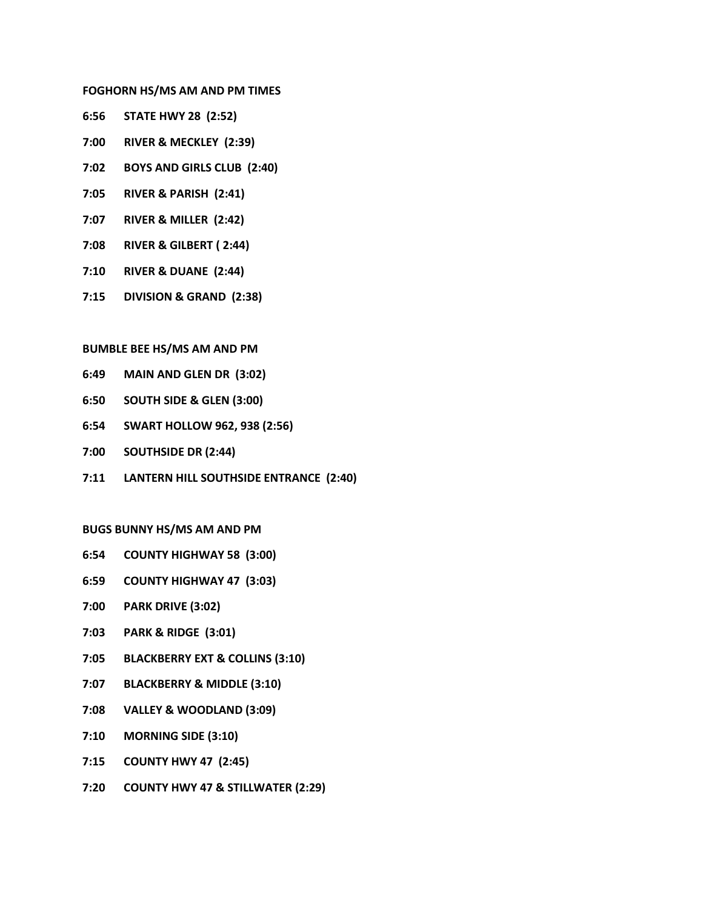**FOGHORN HS/MS AM AND PM TIMES**

**6:56 STATE HWY 28 (2:52)**

**7:00 RIVER & MECKLEY (2:39)**

**7:02 BOYS AND GIRLS CLUB (2:40)**

**7:05 RIVER & PARISH (2:41)**

**7:07 RIVER & MILLER (2:42)**

**7:08 RIVER & GILBERT ( 2:44)**

**7:10 RIVER & DUANE (2:44)**

**7:15 DIVISION & GRAND (2:38)**

**BUMBLE BEE HS/MS AM AND PM**

**6:49 MAIN AND GLEN DR (3:02)**

**6:50 SOUTH SIDE & GLEN (3:00)**

**6:54 SWART HOLLOW 962, 938 (2:56)**

**7:00 SOUTHSIDE DR (2:44)**

**7:11 LANTERN HILL SOUTHSIDE ENTRANCE (2:40)**

**BUGS BUNNY HS/MS AM AND PM**

**6:54 COUNTY HIGHWAY 58 (3:00)**

**6:59 COUNTY HIGHWAY 47 (3:03)**

**7:00 PARK DRIVE (3:02)**

**7:03 PARK & RIDGE (3:01)**

**7:05 BLACKBERRY EXT & COLLINS (3:10)**

**7:07 BLACKBERRY & MIDDLE (3:10)**

**7:08 VALLEY & WOODLAND (3:09)**

**7:10 MORNING SIDE (3:10)**

**7:15 COUNTY HWY 47 (2:45)**

**7:20 COUNTY HWY 47 & STILLWATER (2:29)**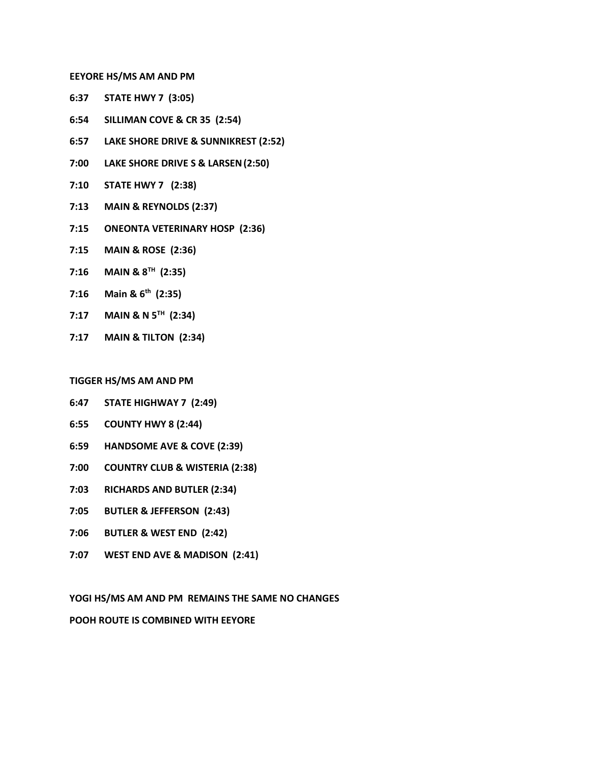**EEYORE HS/MS AM AND PM**

**6:37 STATE HWY 7 (3:05)**

**6:54 SILLIMAN COVE & CR 35 (2:54)**

**6:57 LAKE SHORE DRIVE & SUNNIKREST (2:52)**

**7:00 LAKE SHORE DRIVE S & LARSEN (2:50)**

**7:10 STATE HWY 7 (2:38)**

**7:13 MAIN & REYNOLDS (2:37)**

**7:15 ONEONTA VETERINARY HOSP (2:36)**

**7:15 MAIN & ROSE (2:36)**

**7:16 MAIN & 8TH (2:35)**

**7:16 Main & 6th (2:35)**

**7:17 MAIN & N 5TH (2:34)**

**7:17 MAIN & TILTON (2:34)**

**TIGGER HS/MS AM AND PM**

**6:47 STATE HIGHWAY 7 (2:49)**

**6:55 COUNTY HWY 8 (2:44)**

**6:59 HANDSOME AVE & COVE (2:39)**

**7:00 COUNTRY CLUB & WISTERIA (2:38)**

**7:03 RICHARDS AND BUTLER (2:34)**

**7:05 BUTLER & JEFFERSON (2:43)**

**7:06 BUTLER & WEST END (2:42)**

**7:07 WEST END AVE & MADISON (2:41)**

**YOGI HS/MS AM AND PM REMAINS THE SAME NO CHANGES**

**POOH ROUTE IS COMBINED WITH EEYORE**